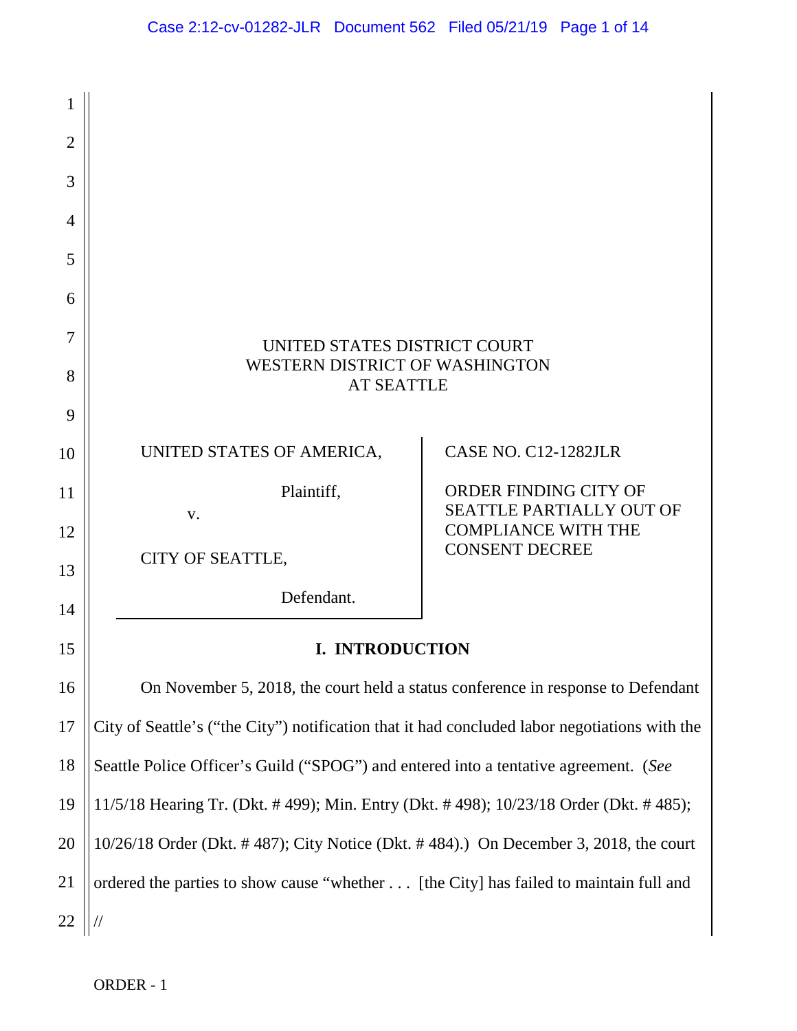UNITED STATES DISTRICT COURT
WESTERN DISTRICT OF WASHINGTON
AT SEATTLE

| | |
|---|---|
| UNITED STATES OF AMERICA, Plaintiff, v. CITY OF SEATTLE, Defendant. | CASE NO. C12-1282JLR ORDER FINDING CITY OF SEATTLE PARTIALLY OUT OF COMPLIANCE WITH THE CONSENT DECREE |

## I. INTRODUCTION

On November 5, 2018, the court held a status conference in response to Defendant City of Seattle's ("the City") notification that it had concluded labor negotiations with the Seattle Police Officer's Guild ("SPOG") and entered into a tentative agreement. (*See* 11/5/18 Hearing Tr. (Dkt. # 499); Min. Entry (Dkt. # 498); 10/23/18 Order (Dkt. # 485); 10/26/18 Order (Dkt. # 487); City Notice (Dkt. # 484).) On December 3, 2018, the court ordered the parties to show cause "whether . . . [the City] has failed to maintain full and

//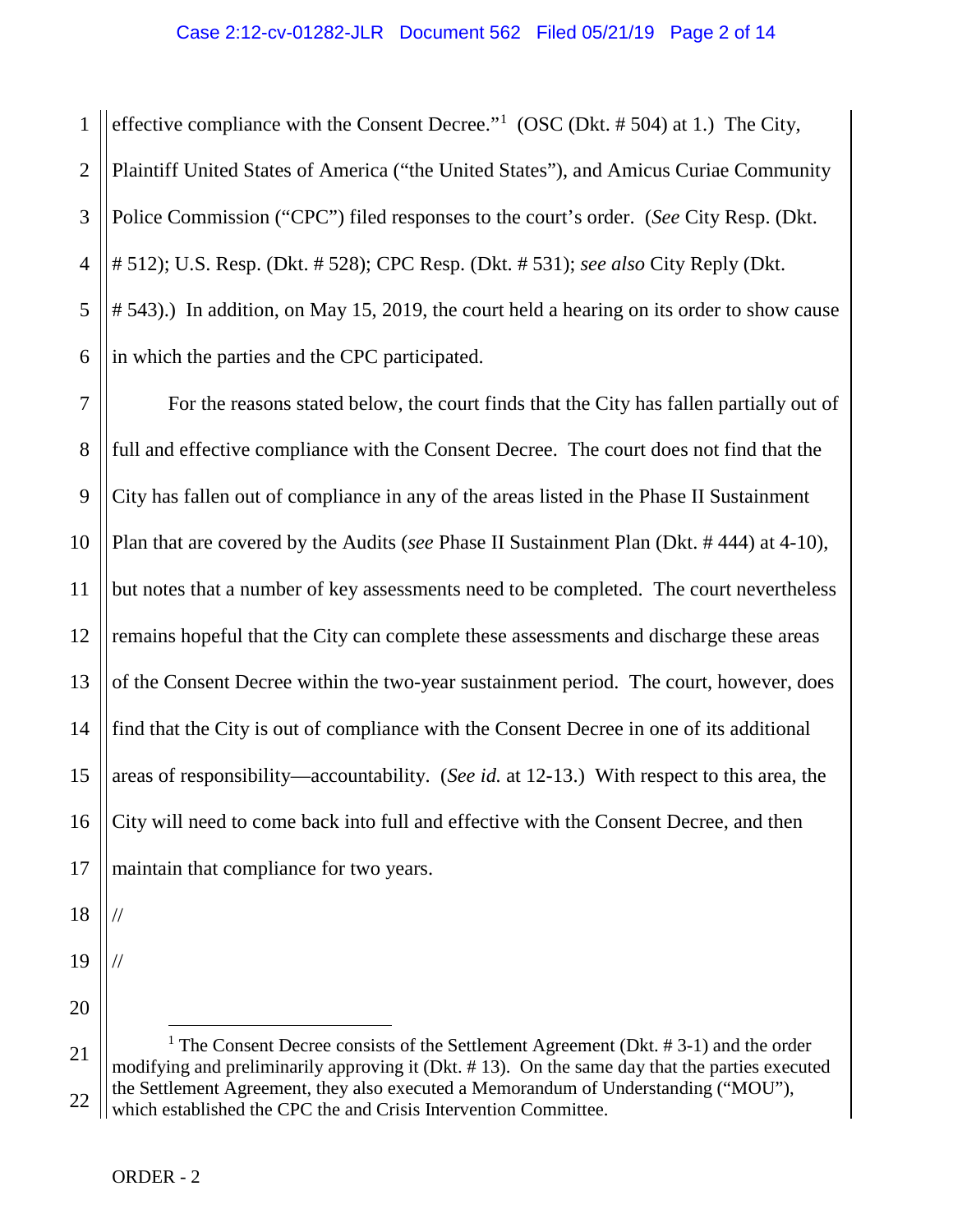effective compliance with the Consent Decree."[1] (OSC (Dkt. # 504) at 1.) The City, Plaintiff United States of America ("the United States"), and Amicus Curiae Community Police Commission ("CPC") filed responses to the court's order. (*See* City Resp. (Dkt. # 512); U.S. Resp. (Dkt. # 528); CPC Resp. (Dkt. # 531); *see also* City Reply (Dkt. # 543).) In addition, on May 15, 2019, the court held a hearing on its order to show cause in which the parties and the CPC participated.

For the reasons stated below, the court finds that the City has fallen partially out of full and effective compliance with the Consent Decree. The court does not find that the City has fallen out of compliance in any of the areas listed in the Phase II Sustainment Plan that are covered by the Audits (*see* Phase II Sustainment Plan (Dkt. # 444) at 4-10), but notes that a number of key assessments need to be completed. The court nevertheless remains hopeful that the City can complete these assessments and discharge these areas of the Consent Decree within the two-year sustainment period. The court, however, does find that the City is out of compliance with the Consent Decree in one of its additional areas of responsibility—accountability. (*See id.* at 12-13.) With respect to this area, the City will need to come back into full and effective with the Consent Decree, and then maintain that compliance for two years.

//

//

[1] The Consent Decree consists of the Settlement Agreement (Dkt. # 3-1) and the order modifying and preliminarily approving it (Dkt. # 13). On the same day that the parties executed the Settlement Agreement, they also executed a Memorandum of Understanding ("MOU"), which established the CPC the and Crisis Intervention Committee.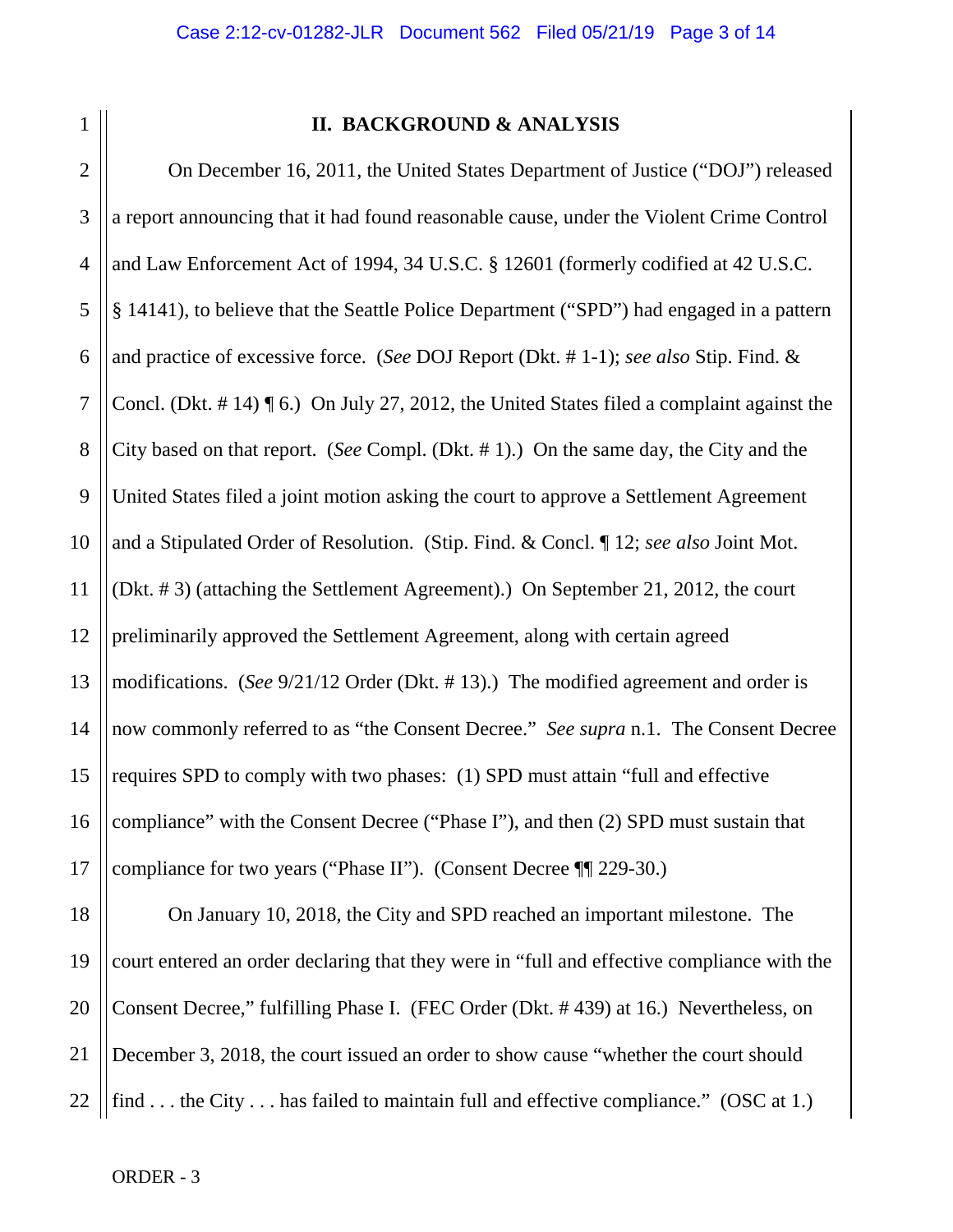## II. BACKGROUND & ANALYSIS

On December 16, 2011, the United States Department of Justice ("DOJ") released a report announcing that it had found reasonable cause, under the Violent Crime Control and Law Enforcement Act of 1994, 34 U.S.C. § 12601 (formerly codified at 42 U.S.C. § 14141), to believe that the Seattle Police Department ("SPD") had engaged in a pattern and practice of excessive force. (*See* DOJ Report (Dkt. # 1-1); *see also* Stip. Find. & Concl. (Dkt. # 14) ¶ 6.) On July 27, 2012, the United States filed a complaint against the City based on that report. (*See* Compl. (Dkt. # 1).) On the same day, the City and the United States filed a joint motion asking the court to approve a Settlement Agreement and a Stipulated Order of Resolution. (Stip. Find. & Concl. ¶ 12; *see also* Joint Mot. (Dkt. # 3) (attaching the Settlement Agreement).) On September 21, 2012, the court preliminarily approved the Settlement Agreement, along with certain agreed modifications. (*See* 9/21/12 Order (Dkt. # 13).) The modified agreement and order is now commonly referred to as "the Consent Decree." *See supra* n.1. The Consent Decree requires SPD to comply with two phases: (1) SPD must attain "full and effective compliance" with the Consent Decree ("Phase I"), and then (2) SPD must sustain that compliance for two years ("Phase II"). (Consent Decree ¶¶ 229-30.)

On January 10, 2018, the City and SPD reached an important milestone. The court entered an order declaring that they were in "full and effective compliance with the Consent Decree," fulfilling Phase I. (FEC Order (Dkt. # 439) at 16.) Nevertheless, on December 3, 2018, the court issued an order to show cause "whether the court should find . . . the City . . . has failed to maintain full and effective compliance." (OSC at 1.)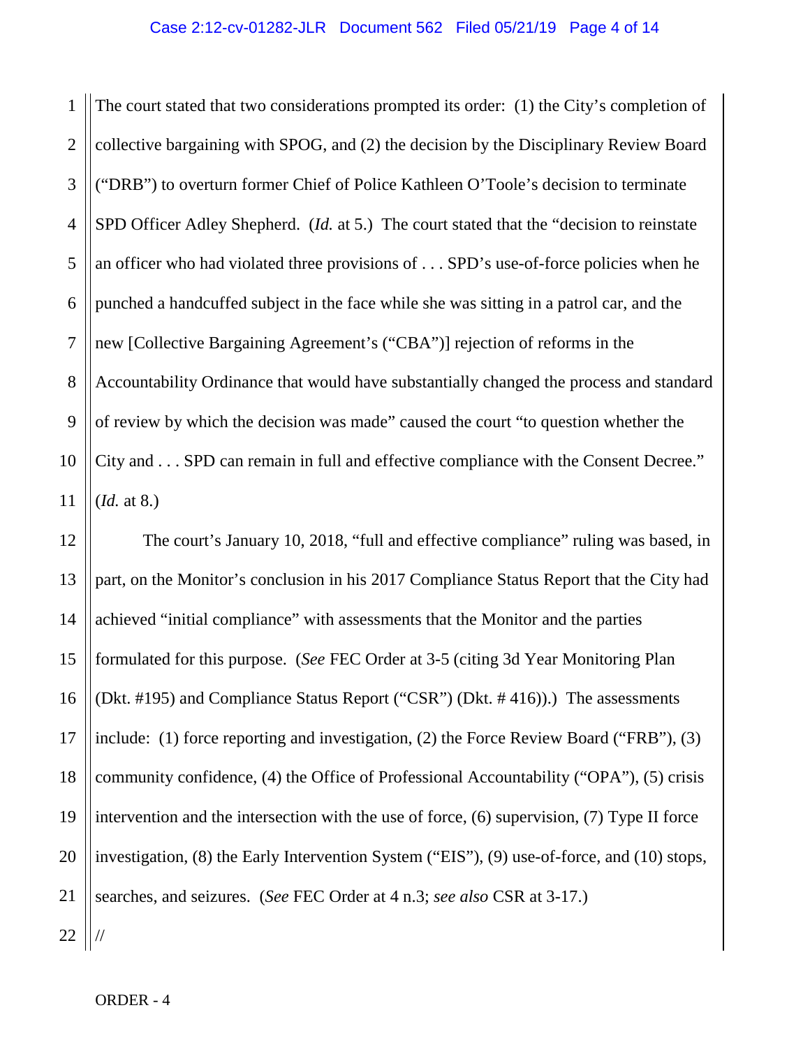The court stated that two considerations prompted its order: (1) the City's completion of collective bargaining with SPOG, and (2) the decision by the Disciplinary Review Board ("DRB") to overturn former Chief of Police Kathleen O'Toole's decision to terminate SPD Officer Adley Shepherd. (*Id.* at 5.) The court stated that the "decision to reinstate an officer who had violated three provisions of . . . SPD's use-of-force policies when he punched a handcuffed subject in the face while she was sitting in a patrol car, and the new [Collective Bargaining Agreement's ("CBA")] rejection of reforms in the Accountability Ordinance that would have substantially changed the process and standard of review by which the decision was made" caused the court "to question whether the City and . . . SPD can remain in full and effective compliance with the Consent Decree." (*Id.* at 8.)

The court's January 10, 2018, "full and effective compliance" ruling was based, in part, on the Monitor's conclusion in his 2017 Compliance Status Report that the City had achieved "initial compliance" with assessments that the Monitor and the parties formulated for this purpose. (*See* FEC Order at 3-5 (citing 3d Year Monitoring Plan (Dkt. #195) and Compliance Status Report ("CSR") (Dkt. # 416)).) The assessments include: (1) force reporting and investigation, (2) the Force Review Board ("FRB"), (3) community confidence, (4) the Office of Professional Accountability ("OPA"), (5) crisis intervention and the intersection with the use of force, (6) supervision, (7) Type II force investigation, (8) the Early Intervention System ("EIS"), (9) use-of-force, and (10) stops, searches, and seizures. (*See* FEC Order at 4 n.3; *see also* CSR at 3-17.)

//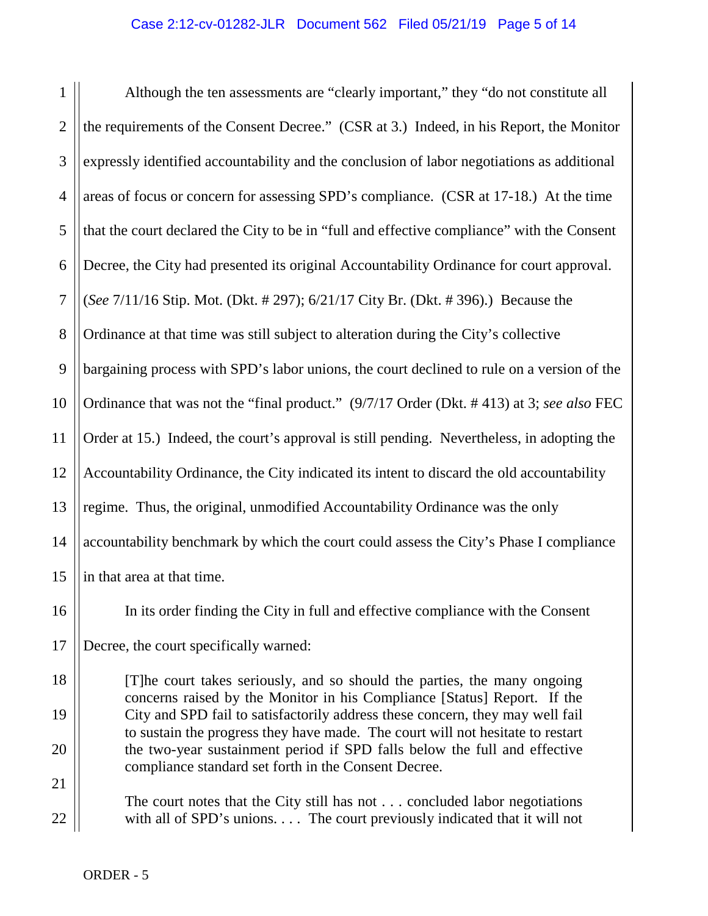Although the ten assessments are "clearly important," they "do not constitute all the requirements of the Consent Decree." (CSR at 3.) Indeed, in his Report, the Monitor expressly identified accountability and the conclusion of labor negotiations as additional areas of focus or concern for assessing SPD's compliance. (CSR at 17-18.) At the time that the court declared the City to be in "full and effective compliance" with the Consent Decree, the City had presented its original Accountability Ordinance for court approval. (*See* 7/11/16 Stip. Mot. (Dkt. # 297); 6/21/17 City Br. (Dkt. # 396).) Because the Ordinance at that time was still subject to alteration during the City's collective bargaining process with SPD's labor unions, the court declined to rule on a version of the Ordinance that was not the "final product." (9/7/17 Order (Dkt. # 413) at 3; *see also* FEC Order at 15.) Indeed, the court's approval is still pending. Nevertheless, in adopting the Accountability Ordinance, the City indicated its intent to discard the old accountability regime. Thus, the original, unmodified Accountability Ordinance was the only accountability benchmark by which the court could assess the City's Phase I compliance in that area at that time.

In its order finding the City in full and effective compliance with the Consent Decree, the court specifically warned:

> [T]he court takes seriously, and so should the parties, the many ongoing concerns raised by the Monitor in his Compliance [Status] Report. If the City and SPD fail to satisfactorily address these concern, they may well fail to sustain the progress they have made. The court will not hesitate to restart the two-year sustainment period if SPD falls below the full and effective compliance standard set forth in the Consent Decree.
>
> The court notes that the City still has not . . . concluded labor negotiations with all of SPD's unions. . . . The court previously indicated that it will not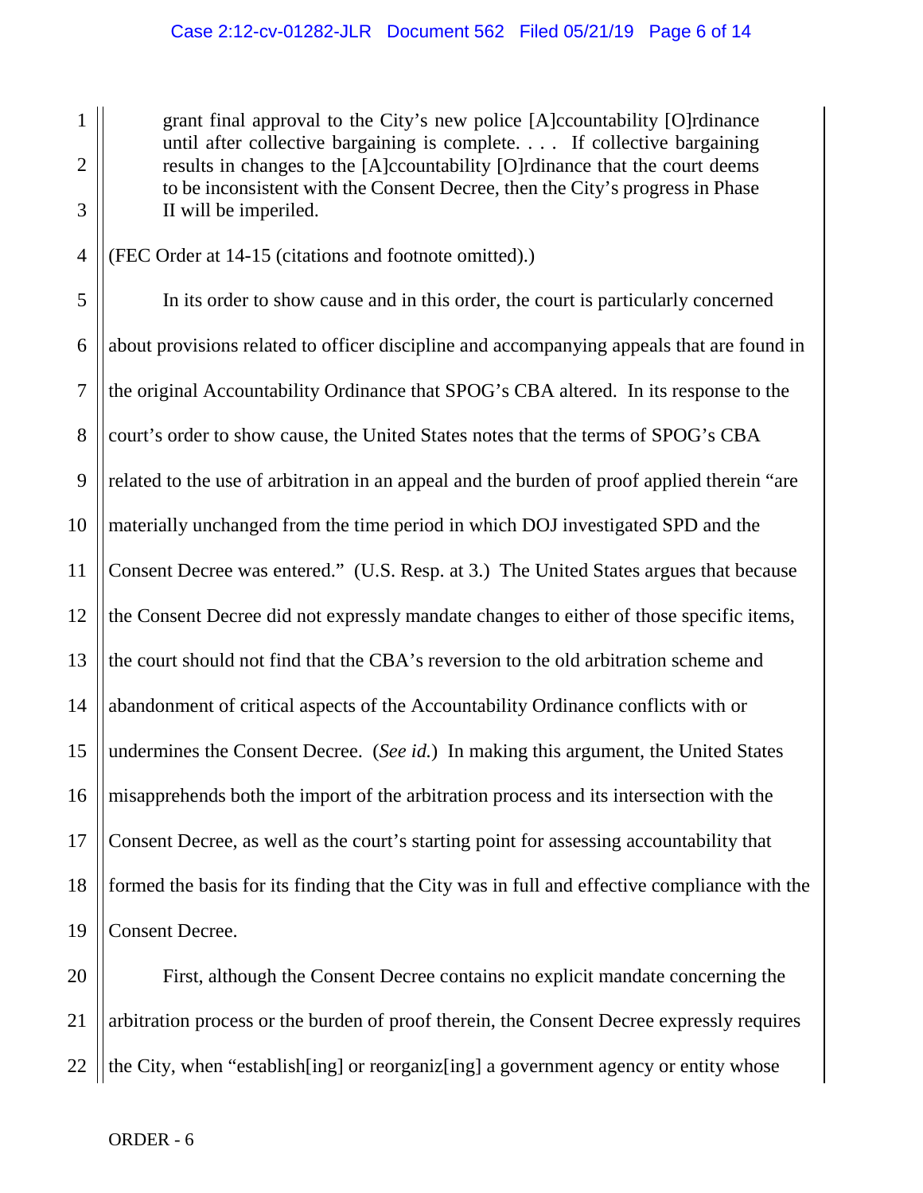> grant final approval to the City's new police [A]ccountability [O]rdinance until after collective bargaining is complete. . . . If collective bargaining results in changes to the [A]ccountability [O]rdinance that the court deems to be inconsistent with the Consent Decree, then the City's progress in Phase II will be imperiled.

(FEC Order at 14-15 (citations and footnote omitted).)

In its order to show cause and in this order, the court is particularly concerned about provisions related to officer discipline and accompanying appeals that are found in the original Accountability Ordinance that SPOG's CBA altered. In its response to the court's order to show cause, the United States notes that the terms of SPOG's CBA related to the use of arbitration in an appeal and the burden of proof applied therein "are materially unchanged from the time period in which DOJ investigated SPD and the Consent Decree was entered." (U.S. Resp. at 3.) The United States argues that because the Consent Decree did not expressly mandate changes to either of those specific items, the court should not find that the CBA's reversion to the old arbitration scheme and abandonment of critical aspects of the Accountability Ordinance conflicts with or undermines the Consent Decree. (*See id.*) In making this argument, the United States misapprehends both the import of the arbitration process and its intersection with the Consent Decree, as well as the court's starting point for assessing accountability that formed the basis for its finding that the City was in full and effective compliance with the Consent Decree.

First, although the Consent Decree contains no explicit mandate concerning the arbitration process or the burden of proof therein, the Consent Decree expressly requires the City, when "establish[ing] or reorganiz[ing] a government agency or entity whose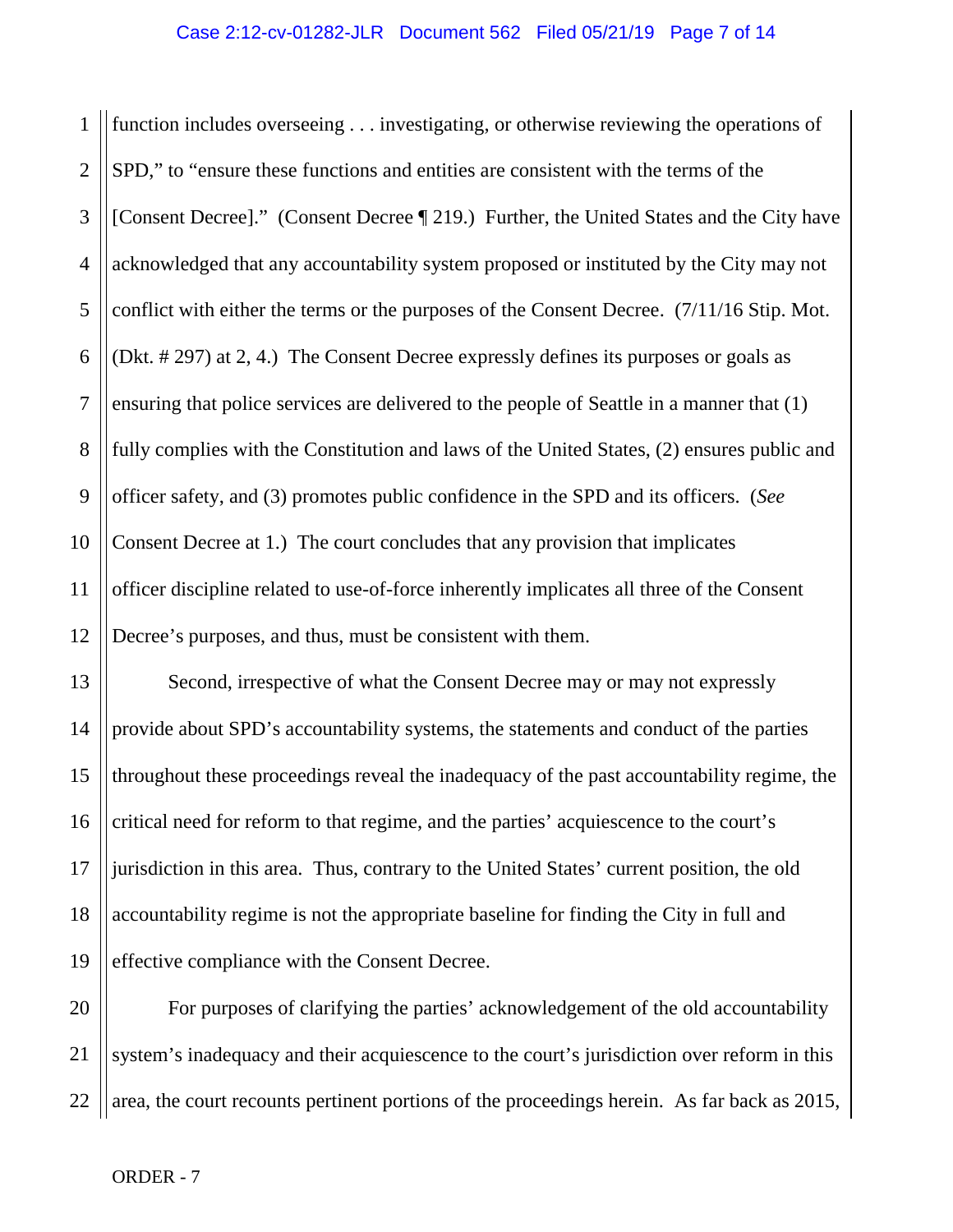function includes overseeing . . . investigating, or otherwise reviewing the operations of SPD," to "ensure these functions and entities are consistent with the terms of the [Consent Decree]." (Consent Decree ¶ 219.) Further, the United States and the City have acknowledged that any accountability system proposed or instituted by the City may not conflict with either the terms or the purposes of the Consent Decree. (7/11/16 Stip. Mot. (Dkt. # 297) at 2, 4.) The Consent Decree expressly defines its purposes or goals as ensuring that police services are delivered to the people of Seattle in a manner that (1) fully complies with the Constitution and laws of the United States, (2) ensures public and officer safety, and (3) promotes public confidence in the SPD and its officers. (*See* Consent Decree at 1.) The court concludes that any provision that implicates officer discipline related to use-of-force inherently implicates all three of the Consent Decree's purposes, and thus, must be consistent with them.

Second, irrespective of what the Consent Decree may or may not expressly provide about SPD's accountability systems, the statements and conduct of the parties throughout these proceedings reveal the inadequacy of the past accountability regime, the critical need for reform to that regime, and the parties' acquiescence to the court's jurisdiction in this area. Thus, contrary to the United States' current position, the old accountability regime is not the appropriate baseline for finding the City in full and effective compliance with the Consent Decree.

For purposes of clarifying the parties' acknowledgement of the old accountability system's inadequacy and their acquiescence to the court's jurisdiction over reform in this area, the court recounts pertinent portions of the proceedings herein. As far back as 2015,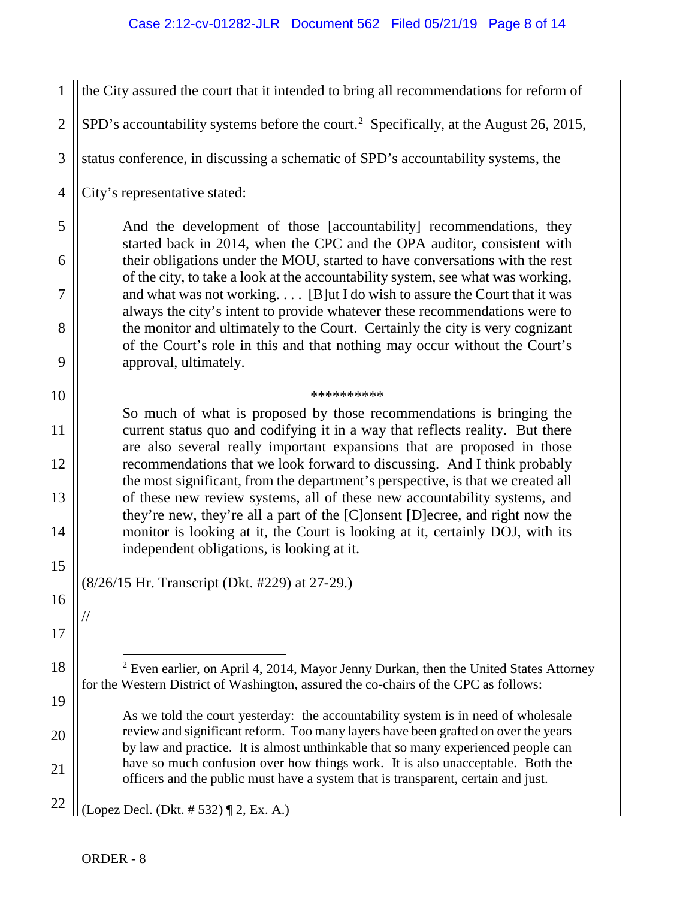the City assured the court that it intended to bring all recommendations for reform of SPD's accountability systems before the court.[2] Specifically, at the August 26, 2015, status conference, in discussing a schematic of SPD's accountability systems, the City's representative stated:

> And the development of those [accountability] recommendations, they started back in 2014, when the CPC and the OPA auditor, consistent with their obligations under the MOU, started to have conversations with the rest of the city, to take a look at the accountability system, see what was working, and what was not working. . . . [B]ut I do wish to assure the Court that it was always the city's intent to provide whatever these recommendations were to the monitor and ultimately to the Court. Certainly the city is very cognizant of the Court's role in this and that nothing may occur without the Court's approval, ultimately.
>
> \*\*\*\*\*\*\*\*\*\*
>
> So much of what is proposed by those recommendations is bringing the current status quo and codifying it in a way that reflects reality. But there are also several really important expansions that are proposed in those recommendations that we look forward to discussing. And I think probably the most significant, from the department's perspective, is that we created all of these new review systems, all of these new accountability systems, and they're new, they're all a part of the [C]onsent [D]ecree, and right now the monitor is looking at it, the Court is looking at it, certainly DOJ, with its independent obligations, is looking at it.

(8/26/15 Hr. Transcript (Dkt. #229) at 27-29.)

//

---

[2] Even earlier, on April 4, 2014, Mayor Jenny Durkan, then the United States Attorney for the Western District of Washington, assured the co-chairs of the CPC as follows:

> As we told the court yesterday: the accountability system is in need of wholesale review and significant reform. Too many layers have been grafted on over the years by law and practice. It is almost unthinkable that so many experienced people can have so much confusion over how things work. It is also unacceptable. Both the officers and the public must have a system that is transparent, certain and just.

(Lopez Decl. (Dkt. # 532) ¶ 2, Ex. A.)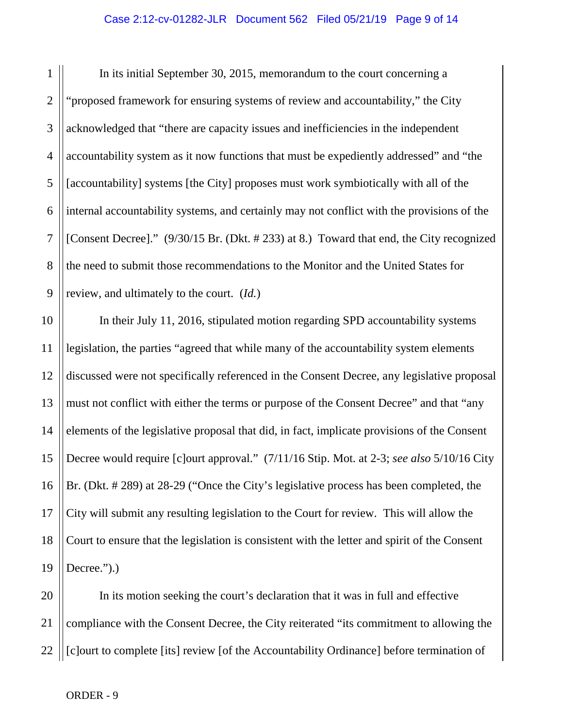In its initial September 30, 2015, memorandum to the court concerning a "proposed framework for ensuring systems of review and accountability," the City acknowledged that "there are capacity issues and inefficiencies in the independent accountability system as it now functions that must be expediently addressed" and "the [accountability] systems [the City] proposes must work symbiotically with all of the internal accountability systems, and certainly may not conflict with the provisions of the [Consent Decree]." (9/30/15 Br. (Dkt. # 233) at 8.) Toward that end, the City recognized the need to submit those recommendations to the Monitor and the United States for review, and ultimately to the court. (*Id.*)

In their July 11, 2016, stipulated motion regarding SPD accountability systems legislation, the parties "agreed that while many of the accountability system elements discussed were not specifically referenced in the Consent Decree, any legislative proposal must not conflict with either the terms or purpose of the Consent Decree" and that "any elements of the legislative proposal that did, in fact, implicate provisions of the Consent Decree would require [c]ourt approval." (7/11/16 Stip. Mot. at 2-3; *see also* 5/10/16 City Br. (Dkt. # 289) at 28-29 ("Once the City's legislative process has been completed, the City will submit any resulting legislation to the Court for review. This will allow the Court to ensure that the legislation is consistent with the letter and spirit of the Consent Decree.").)

In its motion seeking the court's declaration that it was in full and effective compliance with the Consent Decree, the City reiterated "its commitment to allowing the [c]ourt to complete [its] review [of the Accountability Ordinance] before termination of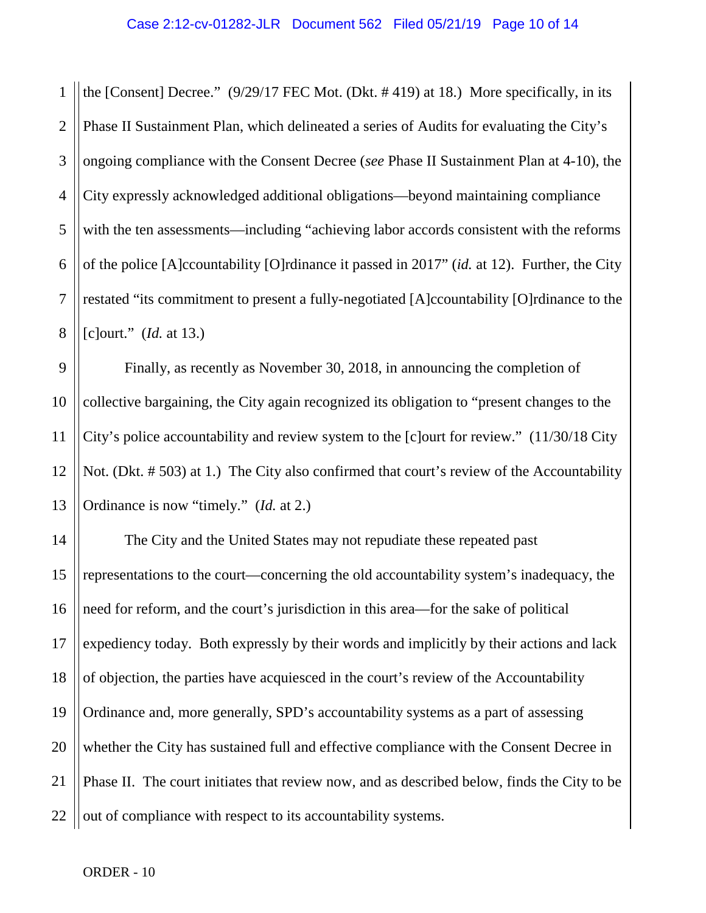the [Consent] Decree." (9/29/17 FEC Mot. (Dkt. # 419) at 18.) More specifically, in its Phase II Sustainment Plan, which delineated a series of Audits for evaluating the City's ongoing compliance with the Consent Decree (*see* Phase II Sustainment Plan at 4-10), the City expressly acknowledged additional obligations—beyond maintaining compliance with the ten assessments—including "achieving labor accords consistent with the reforms of the police [A]ccountability [O]rdinance it passed in 2017" (*id.* at 12). Further, the City restated "its commitment to present a fully-negotiated [A]ccountability [O]rdinance to the [c]ourt." (*Id.* at 13.)

Finally, as recently as November 30, 2018, in announcing the completion of collective bargaining, the City again recognized its obligation to "present changes to the City's police accountability and review system to the [c]ourt for review." (11/30/18 City Not. (Dkt. # 503) at 1.) The City also confirmed that court's review of the Accountability Ordinance is now "timely." (*Id.* at 2.)

The City and the United States may not repudiate these repeated past representations to the court—concerning the old accountability system's inadequacy, the need for reform, and the court's jurisdiction in this area—for the sake of political expediency today. Both expressly by their words and implicitly by their actions and lack of objection, the parties have acquiesced in the court's review of the Accountability Ordinance and, more generally, SPD's accountability systems as a part of assessing whether the City has sustained full and effective compliance with the Consent Decree in Phase II. The court initiates that review now, and as described below, finds the City to be out of compliance with respect to its accountability systems.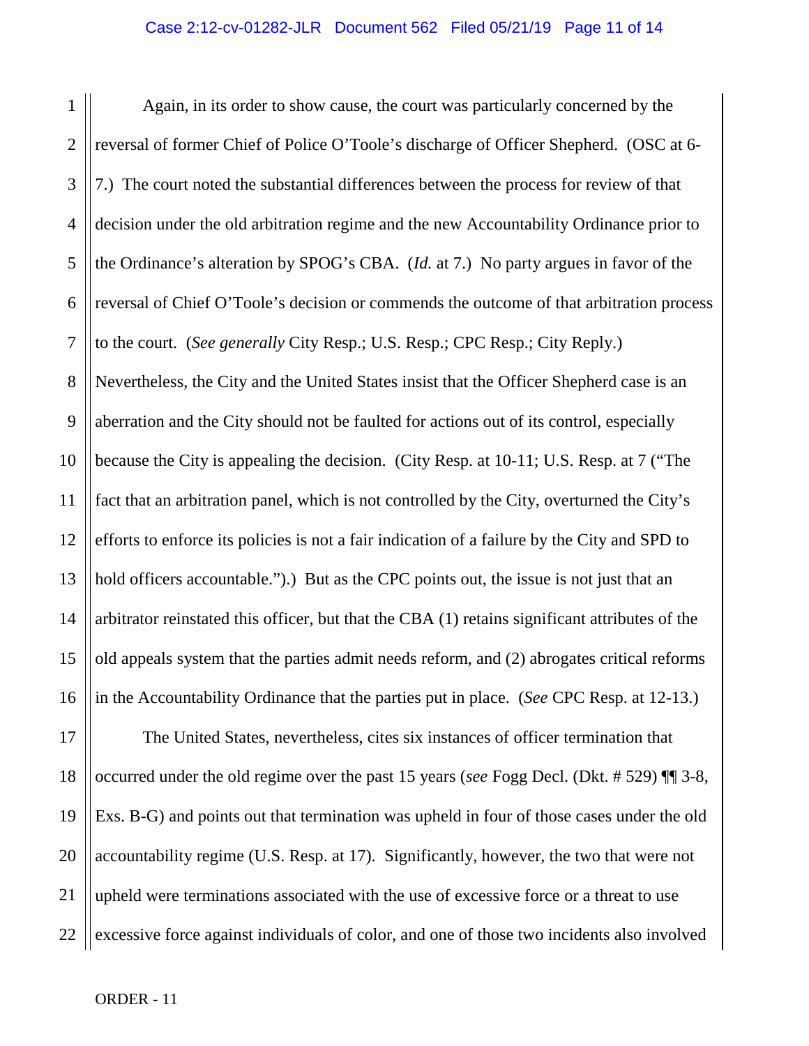Again, in its order to show cause, the court was particularly concerned by the reversal of former Chief of Police O'Toole's discharge of Officer Shepherd. (OSC at 6-7.) The court noted the substantial differences between the process for review of that decision under the old arbitration regime and the new Accountability Ordinance prior to the Ordinance's alteration by SPOG's CBA. (*Id.* at 7.) No party argues in favor of the reversal of Chief O'Toole's decision or commends the outcome of that arbitration process to the court. (*See generally* City Resp.; U.S. Resp.; CPC Resp.; City Reply.) Nevertheless, the City and the United States insist that the Officer Shepherd case is an aberration and the City should not be faulted for actions out of its control, especially because the City is appealing the decision. (City Resp. at 10-11; U.S. Resp. at 7 ("The fact that an arbitration panel, which is not controlled by the City, overturned the City's efforts to enforce its policies is not a fair indication of a failure by the City and SPD to hold officers accountable.").) But as the CPC points out, the issue is not just that an arbitrator reinstated this officer, but that the CBA (1) retains significant attributes of the old appeals system that the parties admit needs reform, and (2) abrogates critical reforms in the Accountability Ordinance that the parties put in place. (*See* CPC Resp. at 12-13.)

The United States, nevertheless, cites six instances of officer termination that occurred under the old regime over the past 15 years (*see* Fogg Decl. (Dkt. # 529) ¶¶ 3-8, Exs. B-G) and points out that termination was upheld in four of those cases under the old accountability regime (U.S. Resp. at 17). Significantly, however, the two that were not upheld were terminations associated with the use of excessive force or a threat to use excessive force against individuals of color, and one of those two incidents also involved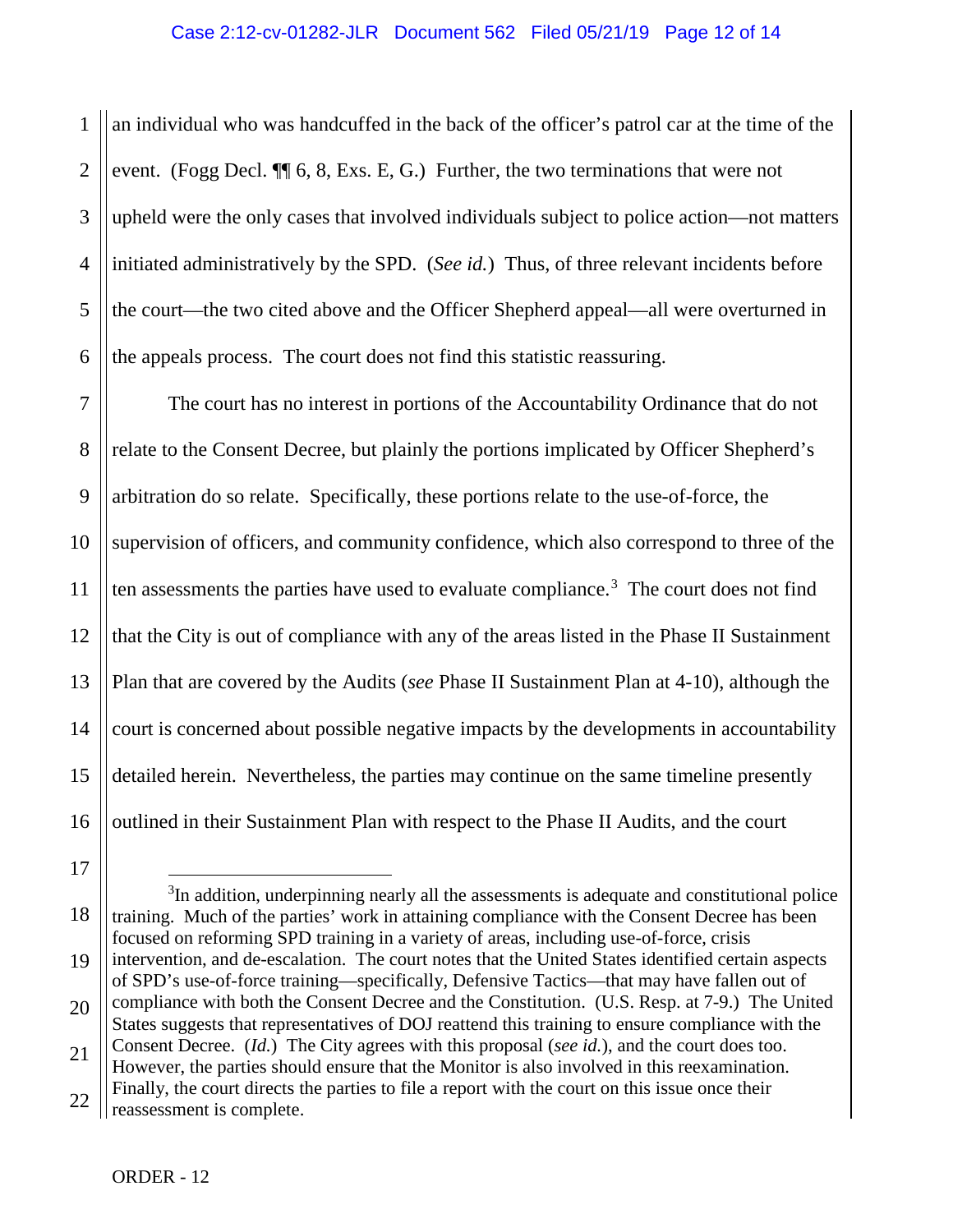an individual who was handcuffed in the back of the officer's patrol car at the time of the event. (Fogg Decl. ¶¶ 6, 8, Exs. E, G.) Further, the two terminations that were not upheld were the only cases that involved individuals subject to police action—not matters initiated administratively by the SPD. (*See id.*) Thus, of three relevant incidents before the court—the two cited above and the Officer Shepherd appeal—all were overturned in the appeals process. The court does not find this statistic reassuring.

The court has no interest in portions of the Accountability Ordinance that do not relate to the Consent Decree, but plainly the portions implicated by Officer Shepherd's arbitration do so relate. Specifically, these portions relate to the use-of-force, the supervision of officers, and community confidence, which also correspond to three of the ten assessments the parties have used to evaluate compliance.[3] The court does not find that the City is out of compliance with any of the areas listed in the Phase II Sustainment Plan that are covered by the Audits (*see* Phase II Sustainment Plan at 4-10), although the court is concerned about possible negative impacts by the developments in accountability detailed herein. Nevertheless, the parties may continue on the same timeline presently outlined in their Sustainment Plan with respect to the Phase II Audits, and the court

---

[3] In addition, underpinning nearly all the assessments is adequate and constitutional police training. Much of the parties' work in attaining compliance with the Consent Decree has been focused on reforming SPD training in a variety of areas, including use-of-force, crisis intervention, and de-escalation. The court notes that the United States identified certain aspects of SPD's use-of-force training—specifically, Defensive Tactics—that may have fallen out of compliance with both the Consent Decree and the Constitution. (U.S. Resp. at 7-9.) The United States suggests that representatives of DOJ reattend this training to ensure compliance with the Consent Decree. (*Id.*) The City agrees with this proposal (*see id.*), and the court does too. However, the parties should ensure that the Monitor is also involved in this reexamination. Finally, the court directs the parties to file a report with the court on this issue once their reassessment is complete.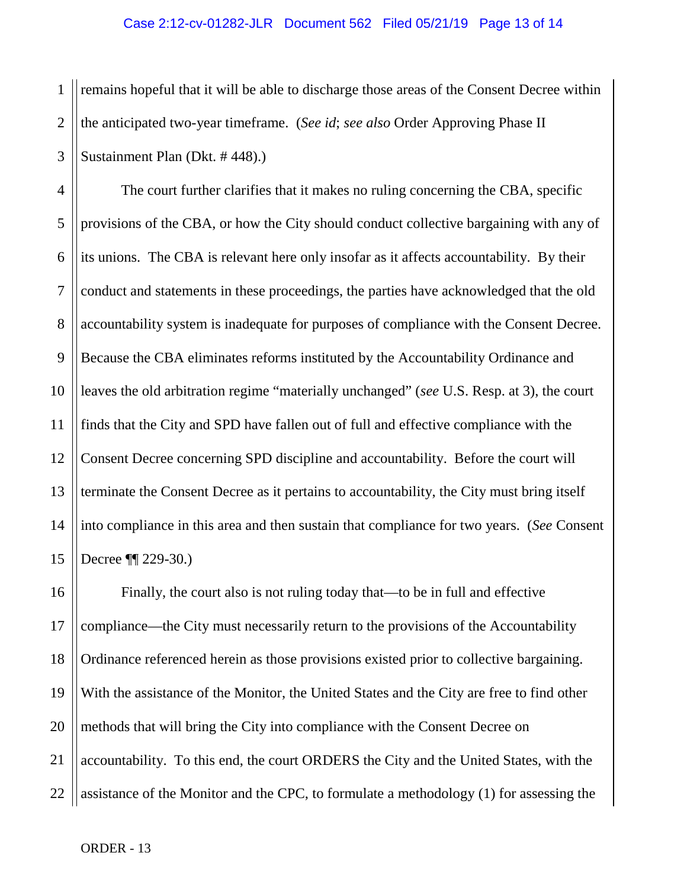remains hopeful that it will be able to discharge those areas of the Consent Decree within the anticipated two-year timeframe. (*See id*; *see also* Order Approving Phase II Sustainment Plan (Dkt. # 448).)

The court further clarifies that it makes no ruling concerning the CBA, specific provisions of the CBA, or how the City should conduct collective bargaining with any of its unions. The CBA is relevant here only insofar as it affects accountability. By their conduct and statements in these proceedings, the parties have acknowledged that the old accountability system is inadequate for purposes of compliance with the Consent Decree. Because the CBA eliminates reforms instituted by the Accountability Ordinance and leaves the old arbitration regime "materially unchanged" (*see* U.S. Resp. at 3), the court finds that the City and SPD have fallen out of full and effective compliance with the Consent Decree concerning SPD discipline and accountability. Before the court will terminate the Consent Decree as it pertains to accountability, the City must bring itself into compliance in this area and then sustain that compliance for two years. (*See* Consent Decree ¶¶ 229-30.)

Finally, the court also is not ruling today that—to be in full and effective compliance—the City must necessarily return to the provisions of the Accountability Ordinance referenced herein as those provisions existed prior to collective bargaining. With the assistance of the Monitor, the United States and the City are free to find other methods that will bring the City into compliance with the Consent Decree on accountability. To this end, the court ORDERS the City and the United States, with the assistance of the Monitor and the CPC, to formulate a methodology (1) for assessing the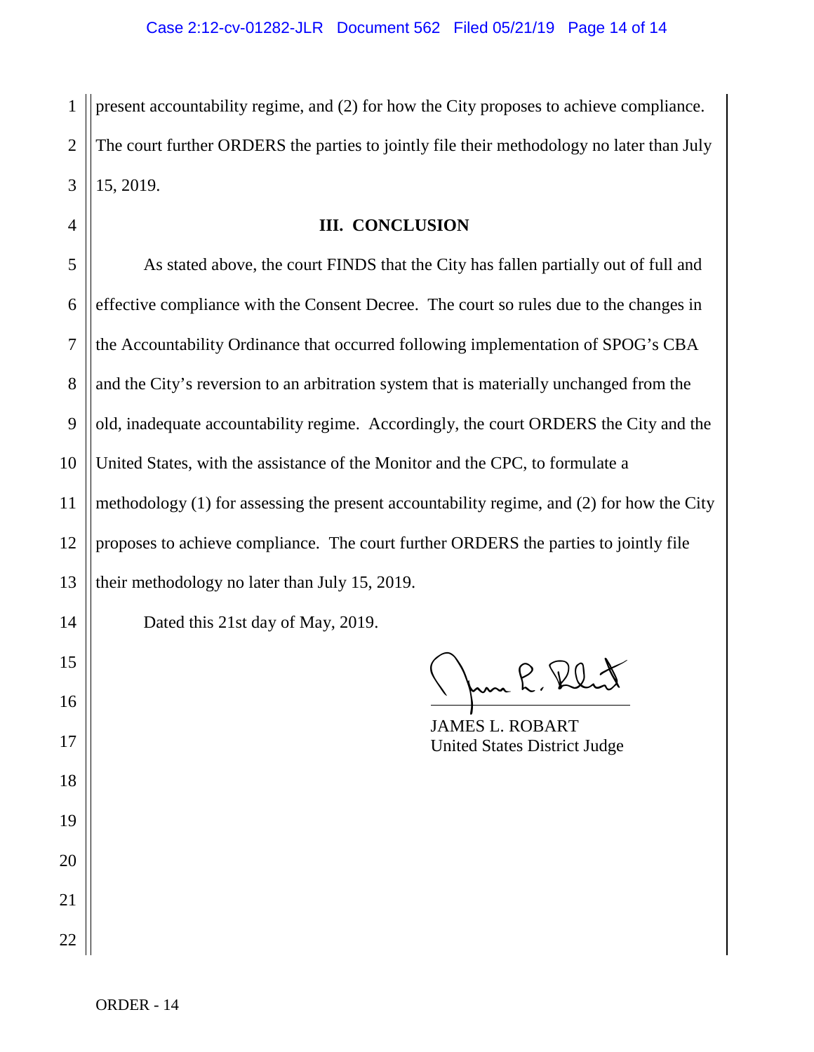present accountability regime, and (2) for how the City proposes to achieve compliance. The court further ORDERS the parties to jointly file their methodology no later than July 15, 2019.

## III. CONCLUSION

As stated above, the court FINDS that the City has fallen partially out of full and effective compliance with the Consent Decree. The court so rules due to the changes in the Accountability Ordinance that occurred following implementation of SPOG's CBA and the City's reversion to an arbitration system that is materially unchanged from the old, inadequate accountability regime. Accordingly, the court ORDERS the City and the United States, with the assistance of the Monitor and the CPC, to formulate a methodology (1) for assessing the present accountability regime, and (2) for how the City proposes to achieve compliance. The court further ORDERS the parties to jointly file their methodology no later than July 15, 2019.

Dated this 21st day of May, 2019.

JAMES L. ROBART
United States District Judge